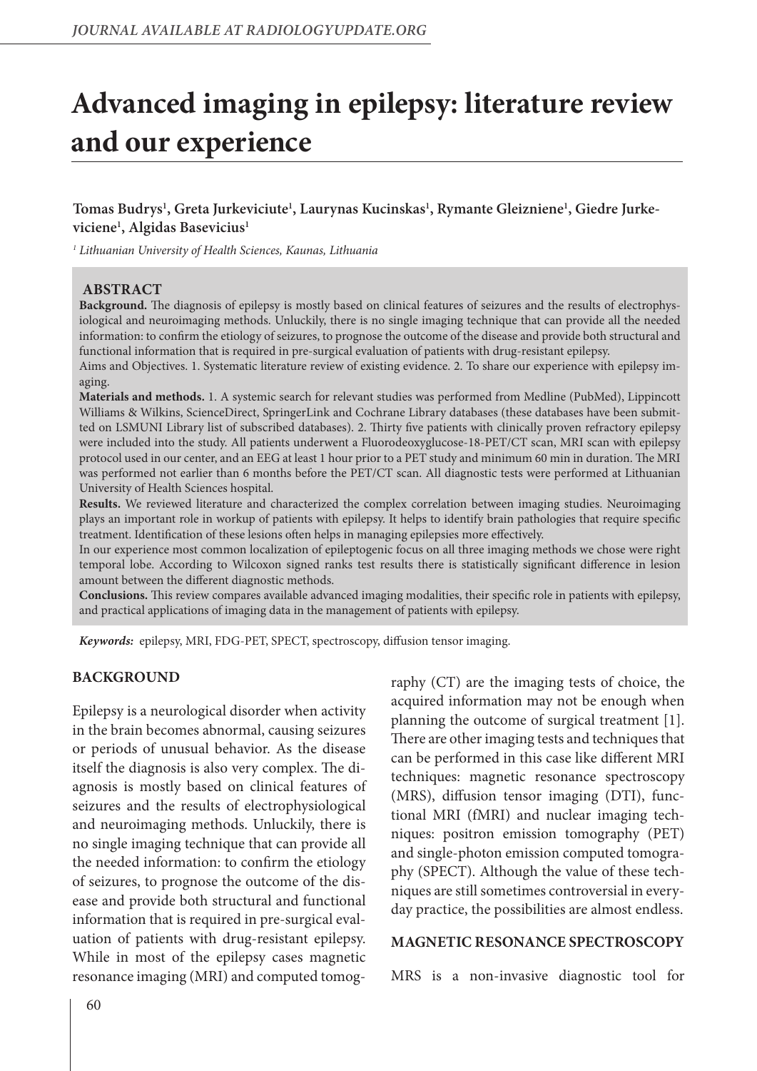# Advanced imaging in epilepsy: literature review and our experience

**Tomas Budrys[1], Greta Jurkeviciute[1], Laurynas Kucinskas[1], Rymante Gleizniene[1], Giedre Jurkeviciene[1], Algidas Basevicius[1]**

*[1] Lithuanian University of Health Sciences, Kaunas, Lithuania*

## ABSTRACT

**Background.** The diagnosis of epilepsy is mostly based on clinical features of seizures and the results of electrophysiological and neuroimaging methods. Unluckily, there is no single imaging technique that can provide all the needed information: to confirm the etiology of seizures, to prognose the outcome of the disease and provide both structural and functional information that is required in pre-surgical evaluation of patients with drug-resistant epilepsy.

Aims and Objectives. 1. Systematic literature review of existing evidence. 2. To share our experience with epilepsy imaging.

**Materials and methods.** 1. A systemic search for relevant studies was performed from Medline (PubMed), Lippincott Williams & Wilkins, ScienceDirect, SpringerLink and Cochrane Library databases (these databases have been submitted on LSMUNI Library list of subscribed databases). 2. Thirty five patients with clinically proven refractory epilepsy were included into the study. All patients underwent a Fluorodeoxyglucose-18-PET/CT scan, MRI scan with epilepsy protocol used in our center, and an EEG at least 1 hour prior to a PET study and minimum 60 min in duration. The MRI was performed not earlier than 6 months before the PET/CT scan. All diagnostic tests were performed at Lithuanian University of Health Sciences hospital.

**Results.** We reviewed literature and characterized the complex correlation between imaging studies. Neuroimaging plays an important role in workup of patients with epilepsy. It helps to identify brain pathologies that require specific treatment. Identification of these lesions often helps in managing epilepsies more effectively.

In our experience most common localization of epileptogenic focus on all three imaging methods we chose were right temporal lobe. According to Wilcoxon signed ranks test results there is statistically significant difference in lesion amount between the different diagnostic methods.

**Conclusions.** This review compares available advanced imaging modalities, their specific role in patients with epilepsy, and practical applications of imaging data in the management of patients with epilepsy.

***Keywords:*** epilepsy, MRI, FDG-PET, SPECT, spectroscopy, diffusion tensor imaging.

## BACKGROUND

Epilepsy is a neurological disorder when activity in the brain becomes abnormal, causing seizures or periods of unusual behavior. As the disease itself the diagnosis is also very complex. The diagnosis is mostly based on clinical features of seizures and the results of electrophysiological and neuroimaging methods. Unluckily, there is no single imaging technique that can provide all the needed information: to confirm the etiology of seizures, to prognose the outcome of the disease and provide both structural and functional information that is required in pre-surgical evaluation of patients with drug-resistant epilepsy. While in most of the epilepsy cases magnetic resonance imaging (MRI) and computed tomography (CT) are the imaging tests of choice, the acquired information may not be enough when planning the outcome of surgical treatment [1]. There are other imaging tests and techniques that can be performed in this case like different MRI techniques: magnetic resonance spectroscopy (MRS), diffusion tensor imaging (DTI), functional MRI (fMRI) and nuclear imaging techniques: positron emission tomography (PET) and single-photon emission computed tomography (SPECT). Although the value of these techniques are still sometimes controversial in everyday practice, the possibilities are almost endless.

## MAGNETIC RESONANCE SPECTROSCOPY

MRS is a non-invasive diagnostic tool for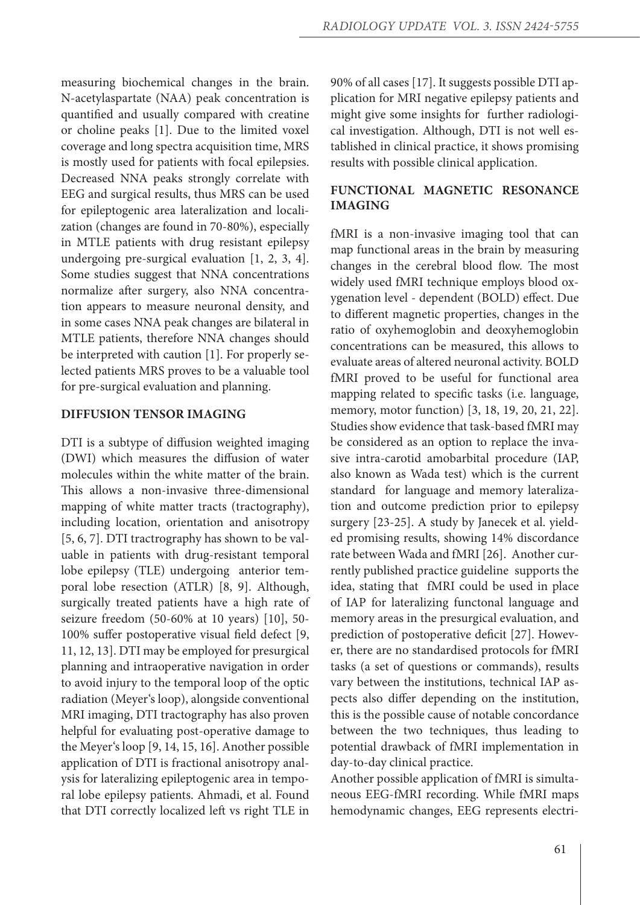measuring biochemical changes in the brain. N-acetylaspartate (NAA) peak concentration is quantified and usually compared with creatine or choline peaks [1]. Due to the limited voxel coverage and long spectra acquisition time, MRS is mostly used for patients with focal epilepsies. Decreased NNA peaks strongly correlate with EEG and surgical results, thus MRS can be used for epileptogenic area lateralization and localization (changes are found in 70-80%), especially in MTLE patients with drug resistant epilepsy undergoing pre-surgical evaluation [1, 2, 3, 4]. Some studies suggest that NNA concentrations normalize after surgery, also NNA concentration appears to measure neuronal density, and in some cases NNA peak changes are bilateral in MTLE patients, therefore NNA changes should be interpreted with caution [1]. For properly selected patients MRS proves to be a valuable tool for pre-surgical evaluation and planning.

## DIFFUSION TENSOR IMAGING

DTI is a subtype of diffusion weighted imaging (DWI) which measures the diffusion of water molecules within the white matter of the brain. This allows a non-invasive three-dimensional mapping of white matter tracts (tractography), including location, orientation and anisotropy [5, 6, 7]. DTI tractrography has shown to be valuable in patients with drug-resistant temporal lobe epilepsy (TLE) undergoing anterior temporal lobe resection (ATLR) [8, 9]. Although, surgically treated patients have a high rate of seizure freedom (50-60% at 10 years) [10], 50-100% suffer postoperative visual field defect [9, 11, 12, 13]. DTI may be employed for presurgical planning and intraoperative navigation in order to avoid injury to the temporal loop of the optic radiation (Meyer's loop), alongside conventional MRI imaging, DTI tractography has also proven helpful for evaluating post-operative damage to the Meyer's loop [9, 14, 15, 16]. Another possible application of DTI is fractional anisotropy analysis for lateralizing epileptogenic area in temporal lobe epilepsy patients. Ahmadi, et al. Found that DTI correctly localized left vs right TLE in 90% of all cases [17]. It suggests possible DTI application for MRI negative epilepsy patients and might give some insights for further radiological investigation. Although, DTI is not well established in clinical practice, it shows promising results with possible clinical application.

## FUNCTIONAL MAGNETIC RESONANCE IMAGING

fMRI is a non-invasive imaging tool that can map functional areas in the brain by measuring changes in the cerebral blood flow. The most widely used fMRI technique employs blood oxygenation level - dependent (BOLD) effect. Due to different magnetic properties, changes in the ratio of oxyhemoglobin and deoxyhemoglobin concentrations can be measured, this allows to evaluate areas of altered neuronal activity. BOLD fMRI proved to be useful for functional area mapping related to specific tasks (i.e. language, memory, motor function) [3, 18, 19, 20, 21, 22]. Studies show evidence that task-based fMRI may be considered as an option to replace the invasive intra-carotid amobarbital procedure (IAP, also known as Wada test) which is the current standard for language and memory lateralization and outcome prediction prior to epilepsy surgery [23-25]. A study by Janecek et al. yielded promising results, showing 14% discordance rate between Wada and fMRI [26]. Another currently published practice guideline supports the idea, stating that fMRI could be used in place of IAP for lateralizing functonal language and memory areas in the presurgical evaluation, and prediction of postoperative deficit [27]. However, there are no standardised protocols for fMRI tasks (a set of questions or commands), results vary between the institutions, technical IAP aspects also differ depending on the institution, this is the possible cause of notable concordance between the two techniques, thus leading to potential drawback of fMRI implementation in day-to-day clinical practice.

Another possible application of fMRI is simultaneous EEG-fMRI recording. While fMRI maps hemodynamic changes, EEG represents electri-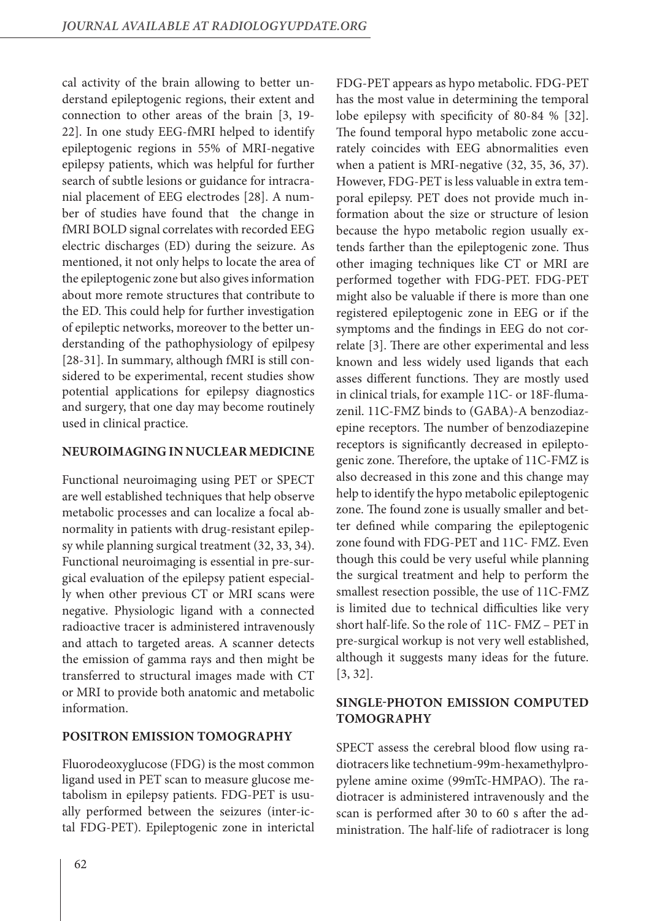cal activity of the brain allowing to better understand epileptogenic regions, their extent and connection to other areas of the brain [3, 19-22]. In one study EEG-fMRI helped to identify epileptogenic regions in 55% of MRI-negative epilepsy patients, which was helpful for further search of subtle lesions or guidance for intracranial placement of EEG electrodes [28]. A number of studies have found that the change in fMRI BOLD signal correlates with recorded EEG electric discharges (ED) during the seizure. As mentioned, it not only helps to locate the area of the epileptogenic zone but also gives information about more remote structures that contribute to the ED. This could help for further investigation of epileptic networks, moreover to the better understanding of the pathophysiology of epilpesy [28-31]. In summary, although fMRI is still considered to be experimental, recent studies show potential applications for epilepsy diagnostics and surgery, that one day may become routinely used in clinical practice.

## NEUROIMAGING IN NUCLEAR MEDICINE

Functional neuroimaging using PET or SPECT are well established techniques that help observe metabolic processes and can localize a focal abnormality in patients with drug-resistant epilepsy while planning surgical treatment (32, 33, 34). Functional neuroimaging is essential in pre-surgical evaluation of the epilepsy patient especially when other previous CT or MRI scans were negative. Physiologic ligand with a connected radioactive tracer is administered intravenously and attach to targeted areas. A scanner detects the emission of gamma rays and then might be transferred to structural images made with CT or MRI to provide both anatomic and metabolic information.

## POSITRON EMISSION TOMOGRAPHY

Fluorodeoxyglucose (FDG) is the most common ligand used in PET scan to measure glucose metabolism in epilepsy patients. FDG-PET is usually performed between the seizures (inter-ictal FDG-PET). Epileptogenic zone in interictal FDG-PET appears as hypo metabolic. FDG-PET has the most value in determining the temporal lobe epilepsy with specificity of 80-84 % [32]. The found temporal hypo metabolic zone accurately coincides with EEG abnormalities even when a patient is MRI-negative (32, 35, 36, 37). However, FDG-PET is less valuable in extra temporal epilepsy. PET does not provide much information about the size or structure of lesion because the hypo metabolic region usually extends farther than the epileptogenic zone. Thus other imaging techniques like CT or MRI are performed together with FDG-PET. FDG-PET might also be valuable if there is more than one registered epileptogenic zone in EEG or if the symptoms and the findings in EEG do not correlate [3]. There are other experimental and less known and less widely used ligands that each asses different functions. They are mostly used in clinical trials, for example 11C- or 18F-flumazenil. 11C-FMZ binds to (GABA)-A benzodiazepine receptors. The number of benzodiazepine receptors is significantly decreased in epileptogenic zone. Therefore, the uptake of 11C-FMZ is also decreased in this zone and this change may help to identify the hypo metabolic epileptogenic zone. The found zone is usually smaller and better defined while comparing the epileptogenic zone found with FDG-PET and 11C- FMZ. Even though this could be very useful while planning the surgical treatment and help to perform the smallest resection possible, the use of 11C-FMZ is limited due to technical difficulties like very short half-life. So the role of 11C- FMZ – PET in pre-surgical workup is not very well established, although it suggests many ideas for the future. [3, 32].

## SINGLE-PHOTON EMISSION COMPUTED TOMOGRAPHY

SPECT assess the cerebral blood flow using radiotracers like technetium-99m-hexamethylpropylene amine oxime (99mTc-HMPAO). The radiotracer is administered intravenously and the scan is performed after 30 to 60 s after the administration. The half-life of radiotracer is long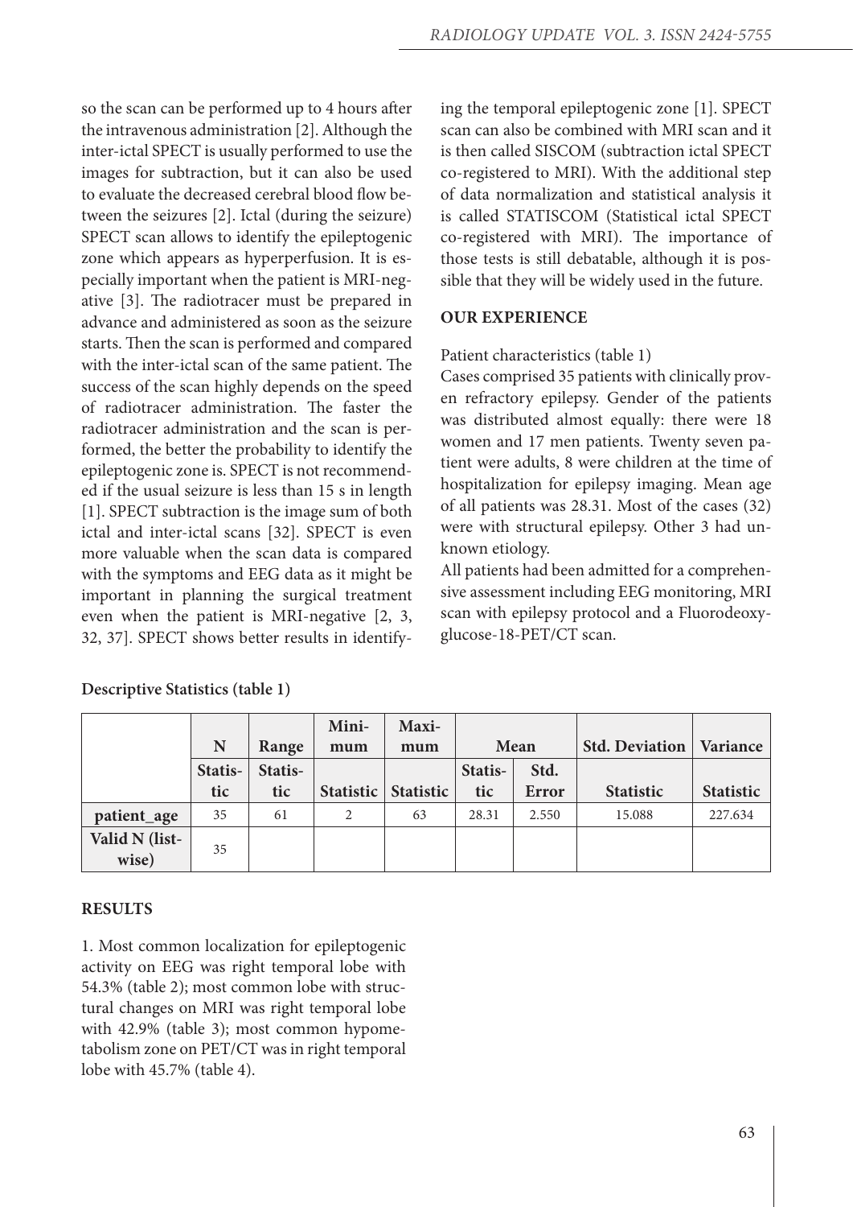so the scan can be performed up to 4 hours after the intravenous administration [2]. Although the inter-ictal SPECT is usually performed to use the images for subtraction, but it can also be used to evaluate the decreased cerebral blood flow between the seizures [2]. Ictal (during the seizure) SPECT scan allows to identify the epileptogenic zone which appears as hyperperfusion. It is especially important when the patient is MRI-negative [3]. The radiotracer must be prepared in advance and administered as soon as the seizure starts. Then the scan is performed and compared with the inter-ictal scan of the same patient. The success of the scan highly depends on the speed of radiotracer administration. The faster the radiotracer administration and the scan is performed, the better the probability to identify the epileptogenic zone is. SPECT is not recommended if the usual seizure is less than 15 s in length [1]. SPECT subtraction is the image sum of both ictal and inter-ictal scans [32]. SPECT is even more valuable when the scan data is compared with the symptoms and EEG data as it might be important in planning the surgical treatment even when the patient is MRI-negative [2, 3, 32, 37]. SPECT shows better results in identifying the temporal epileptogenic zone [1]. SPECT scan can also be combined with MRI scan and it is then called SISCOM (subtraction ictal SPECT co-registered to MRI). With the additional step of data normalization and statistical analysis it is called STATISCOM (Statistical ictal SPECT co-registered with MRI). The importance of those tests is still debatable, although it is possible that they will be widely used in the future.

**OUR EXPERIENCE**

Patient characteristics (table 1)

Cases comprised 35 patients with clinically proven refractory epilepsy. Gender of the patients was distributed almost equally: there were 18 women and 17 men patients. Twenty seven patient were adults, 8 were children at the time of hospitalization for epilepsy imaging. Mean age of all patients was 28.31. Most of the cases (32) were with structural epilepsy. Other 3 had unknown etiology.

All patients had been admitted for a comprehensive assessment including EEG monitoring, MRI scan with epilepsy protocol and a Fluorodeoxyglucose-18-PET/CT scan.

**Descriptive Statistics (table 1)**

| | N | Range | Minimum | Maximum | Mean | | Std. Deviation | Variance |
|---|---|---|---|---|---|---|---|---|
| | Statistic | Statistic | Statistic | Statistic | Statistic | Std. Error | Statistic | Statistic |
| **patient_age** | 35 | 61 | 2 | 63 | 28.31 | 2.550 | 15.088 | 227.634 |
| **Valid N (listwise)** | 35 | | | | | | | |

**RESULTS**

1. Most common localization for epileptogenic activity on EEG was right temporal lobe with 54.3% (table 2); most common lobe with structural changes on MRI was right temporal lobe with 42.9% (table 3); most common hypometabolism zone on PET/CT was in right temporal lobe with 45.7% (table 4).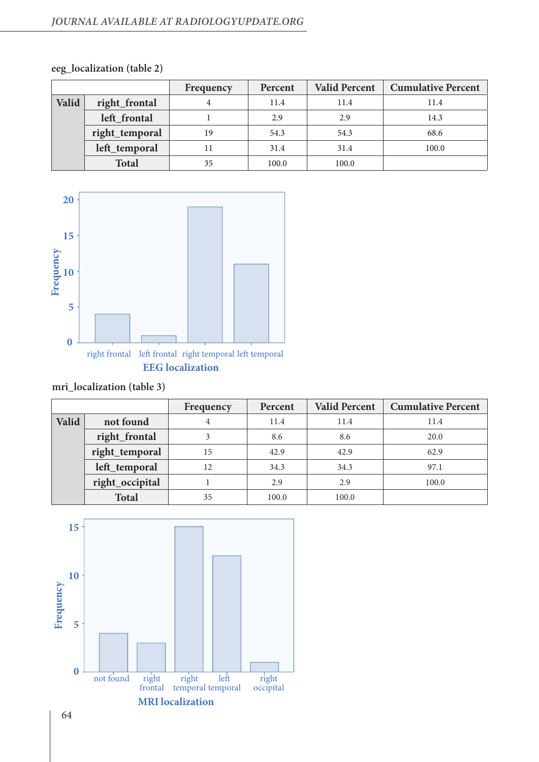eeg_localization (table 2)

| | | Frequency | Percent | Valid Percent | Cumulative Percent |
|---|---|---|---|---|---|
| Valid | right_frontal | 4 | 11.4 | 11.4 | 11.4 |
| | left_frontal | 1 | 2.9 | 2.9 | 14.3 |
| | right_temporal | 19 | 54.3 | 54.3 | 68.6 |
| | left_temporal | 11 | 31.4 | 31.4 | 100.0 |
| | Total | 35 | 100.0 | 100.0 | |

mri_localization (table 3)

| | | Frequency | Percent | Valid Percent | Cumulative Percent |
|---|---|---|---|---|---|
| Valid | not found | 4 | 11.4 | 11.4 | 11.4 |
| | right_frontal | 3 | 8.6 | 8.6 | 20.0 |
| | right_temporal | 15 | 42.9 | 42.9 | 62.9 |
| | left_temporal | 12 | 34.3 | 34.3 | 97.1 |
| | right_occipital | 1 | 2.9 | 2.9 | 100.0 |
| | Total | 35 | 100.0 | 100.0 | |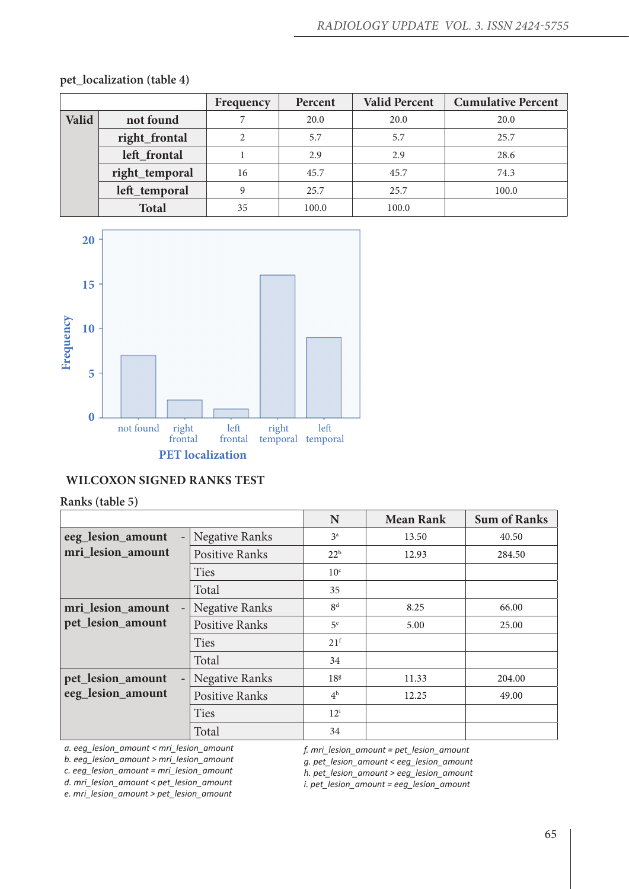pet_localization (table 4)

| | | Frequency | Percent | Valid Percent | Cumulative Percent |
|---|---|---|---|---|---|
| Valid | not found | 7 | 20.0 | 20.0 | 20.0 |
| | right_frontal | 2 | 5.7 | 5.7 | 25.7 |
| | left_frontal | 1 | 2.9 | 2.9 | 28.6 |
| | right_temporal | 16 | 45.7 | 45.7 | 74.3 |
| | left_temporal | 9 | 25.7 | 25.7 | 100.0 |
| | Total | 35 | 100.0 | 100.0 | |

PET localization

## WILCOXON SIGNED RANKS TEST

Ranks (table 5)

| | | N | Mean Rank | Sum of Ranks |
|---|---|---|---|---|
| eeg_lesion_amount - mri_lesion_amount | Negative Ranks | 3[a] | 13.50 | 40.50 |
| | Positive Ranks | 22[b] | 12.93 | 284.50 |
| | Ties | 10[c] | | |
| | Total | 35 | | |
| mri_lesion_amount - pet_lesion_amount | Negative Ranks | 8[d] | 8.25 | 66.00 |
| | Positive Ranks | 5[e] | 5.00 | 25.00 |
| | Ties | 21[f] | | |
| | Total | 34 | | |
| pet_lesion_amount - eeg_lesion_amount | Negative Ranks | 18[g] | 11.33 | 204.00 |
| | Positive Ranks | 4[h] | 12.25 | 49.00 |
| | Ties | 12[i] | | |
| | Total | 34 | | |

*a. eeg_lesion_amount < mri_lesion_amount*
*b. eeg_lesion_amount > mri_lesion_amount*
*c. eeg_lesion_amount = mri_lesion_amount*
*d. mri_lesion_amount < pet_lesion_amount*
*e. mri_lesion_amount > pet_lesion_amount*
*f. mri_lesion_amount = pet_lesion_amount*
*g. pet_lesion_amount < eeg_lesion_amount*
*h. pet_lesion_amount > eeg_lesion_amount*
*i. pet_lesion_amount = eeg_lesion_amount*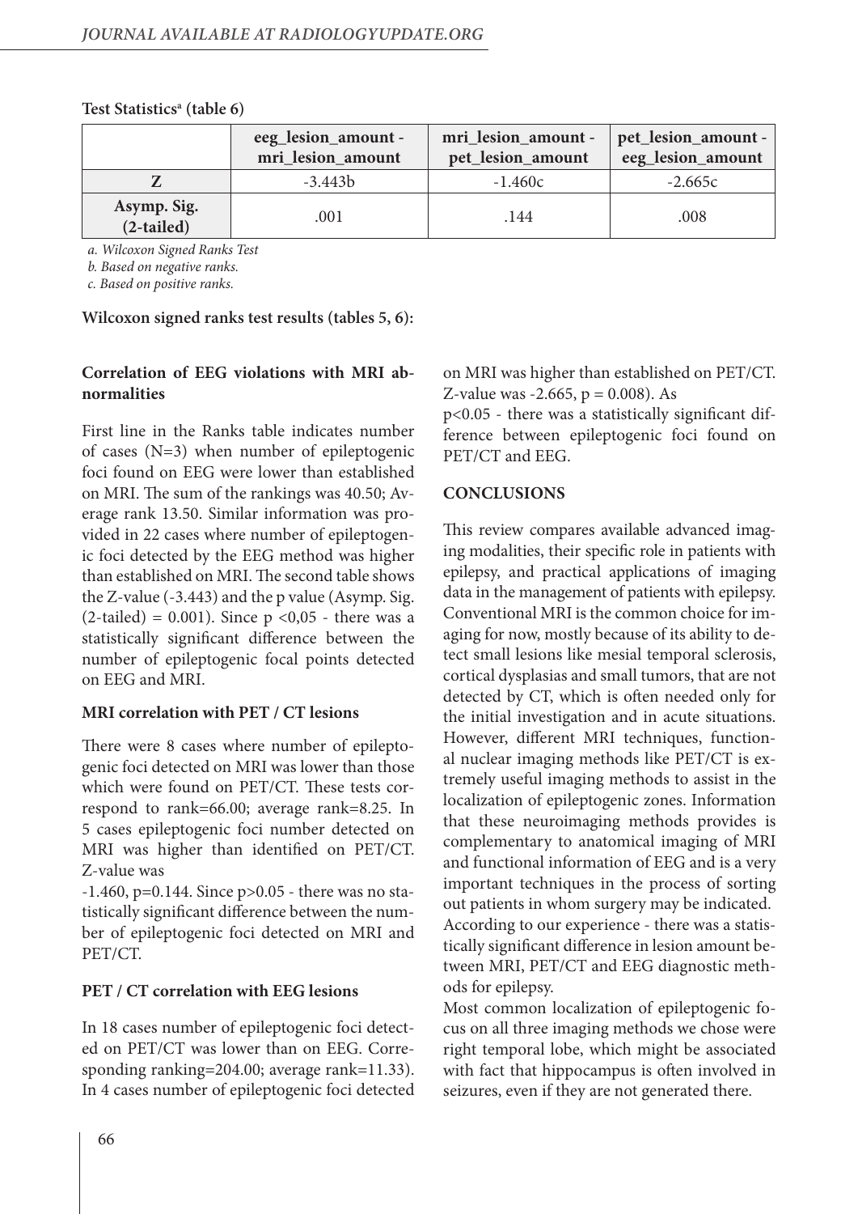**Test Statistics[a] (table 6)**

| | eeg_lesion_amount - mri_lesion_amount | mri_lesion_amount - pet_lesion_amount | pet_lesion_amount - eeg_lesion_amount |
|---|---|---|---|
| **Z** | -3.443b | -1.460c | -2.665c |
| **Asymp. Sig. (2-tailed)** | .001 | .144 | .008 |

*a. Wilcoxon Signed Ranks Test*

*b. Based on negative ranks.*

*c. Based on positive ranks.*

**Wilcoxon signed ranks test results (tables 5, 6):**

**Correlation of EEG violations with MRI abnormalities**

First line in the Ranks table indicates number of cases (N=3) when number of epileptogenic foci found on EEG were lower than established on MRI. The sum of the rankings was 40.50; Average rank 13.50. Similar information was provided in 22 cases where number of epileptogenic foci detected by the EEG method was higher than established on MRI. The second table shows the Z-value (-3.443) and the p value (Asymp. Sig. (2-tailed) = 0.001). Since p <0,05 - there was a statistically significant difference between the number of epileptogenic focal points detected on EEG and MRI.

**MRI correlation with PET / CT lesions**

There were 8 cases where number of epileptogenic foci detected on MRI was lower than those which were found on PET/CT. These tests correspond to rank=66.00; average rank=8.25. In 5 cases epileptogenic foci number detected on MRI was higher than identified on PET/CT. Z-value was

-1.460, p=0.144. Since p>0.05 - there was no statistically significant difference between the number of epileptogenic foci detected on MRI and PET/CT.

**PET / CT correlation with EEG lesions**

In 18 cases number of epileptogenic foci detected on PET/CT was lower than on EEG. Corresponding ranking=204.00; average rank=11.33). In 4 cases number of epileptogenic foci detected on MRI was higher than established on PET/CT. Z-value was -2.665, p = 0.008). As

p<0.05 - there was a statistically significant difference between epileptogenic foci found on PET/CT and EEG.

## CONCLUSIONS

This review compares available advanced imaging modalities, their specific role in patients with epilepsy, and practical applications of imaging data in the management of patients with epilepsy. Conventional MRI is the common choice for imaging for now, mostly because of its ability to detect small lesions like mesial temporal sclerosis, cortical dysplasias and small tumors, that are not detected by CT, which is often needed only for the initial investigation and in acute situations. However, different MRI techniques, functional nuclear imaging methods like PET/CT is extremely useful imaging methods to assist in the localization of epileptogenic zones. Information that these neuroimaging methods provides is complementary to anatomical imaging of MRI and functional information of EEG and is a very important techniques in the process of sorting out patients in whom surgery may be indicated.

According to our experience - there was a statistically significant difference in lesion amount between MRI, PET/CT and EEG diagnostic methods for epilepsy.

Most common localization of epileptogenic focus on all three imaging methods we chose were right temporal lobe, which might be associated with fact that hippocampus is often involved in seizures, even if they are not generated there.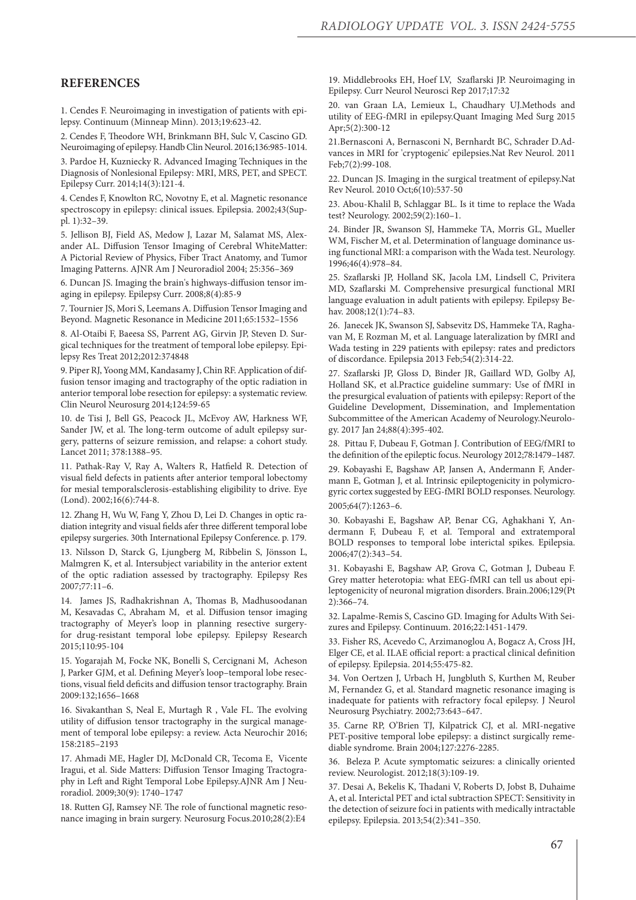## REFERENCES

1. Cendes F. Neuroimaging in investigation of patients with epilepsy. Continuum (Minneap Minn). 2013;19:623-42.

2. Cendes F, Theodore WH, Brinkmann BH, Sulc V, Cascino GD. Neuroimaging of epilepsy. Handb Clin Neurol. 2016;136:985-1014.

3. Pardoe H, Kuzniecky R. Advanced Imaging Techniques in the Diagnosis of Nonlesional Epilepsy: MRI, MRS, PET, and SPECT. Epilepsy Curr. 2014;14(3):121-4.

4. Cendes F, Knowlton RC, Novotny E, et al. Magnetic resonance spectroscopy in epilepsy: clinical issues. Epilepsia. 2002;43(Suppl. 1):32–39.

5. Jellison BJ, Field AS, Medow J, Lazar M, Salamat MS, Alexander AL. Diffusion Tensor Imaging of Cerebral WhiteMatter: A Pictorial Review of Physics, Fiber Tract Anatomy, and Tumor Imaging Patterns. AJNR Am J Neuroradiol 2004; 25:356–369

6. Duncan JS. Imaging the brain's highways-diffusion tensor imaging in epilepsy. Epilepsy Curr. 2008;8(4):85-9

7. Tournier JS, Mori S, Leemans A. Diffusion Tensor Imaging and Beyond. Magnetic Resonance in Medicine 2011;65:1532–1556

8. Al-Otaibi F, Baeesa SS, Parrent AG, Girvin JP, Steven D. Surgical techniques for the treatment of temporal lobe epilepsy. Epilepsy Res Treat 2012;2012:374848

9. Piper RJ, Yoong MM, Kandasamy J, Chin RF. Application of diffusion tensor imaging and tractography of the optic radiation in anterior temporal lobe resection for epilepsy: a systematic review. Clin Neurol Neurosurg 2014;124:59-65

10. de Tisi J, Bell GS, Peacock JL, McEvoy AW, Harkness WF, Sander JW, et al. The long-term outcome of adult epilepsy surgery, patterns of seizure remission, and relapse: a cohort study. Lancet 2011; 378:1388–95.

11. Pathak-Ray V, Ray A, Walters R, Hatfield R. Detection of visual field defects in patients after anterior temporal lobectomy for mesial temporalsclerosis-establishing eligibility to drive. Eye (Lond). 2002;16(6):744-8.

12. Zhang H, Wu W, Fang Y, Zhou D, Lei D. Changes in optic radiation integrity and visual fields afer three different temporal lobe epilepsy surgeries. 30th International Epilepsy Conference. p. 179.

13. Nilsson D, Starck G, Ljungberg M, Ribbelin S, Jönsson L, Malmgren K, et al. Intersubject variability in the anterior extent of the optic radiation assessed by tractography. Epilepsy Res 2007;77:11–6.

14. James JS, Radhakrishnan A, Thomas B, Madhusoodanan M, Kesavadas C, Abraham M, et al. Diffusion tensor imaging tractography of Meyer's loop in planning resective surgery-for drug-resistant temporal lobe epilepsy. Epilepsy Research 2015;110:95-104

15. Yogarajah M, Focke NK, Bonelli S, Cercignani M, Acheson J, Parker GJM, et al. Defining Meyer's loop–temporal lobe resections, visual field deficits and diffusion tensor tractography. Brain 2009:132;1656–1668

16. Sivakanthan S, Neal E, Murtagh R , Vale FL. The evolving utility of diffusion tensor tractography in the surgical management of temporal lobe epilepsy: a review. Acta Neurochir 2016; 158:2185–2193

17. Ahmadi ME, Hagler DJ, McDonald CR, Tecoma E, Vicente Iragui, et al. Side Matters: Diffusion Tensor Imaging Tractography in Left and Right Temporal Lobe Epilepsy.AJNR Am J Neuroradiol. 2009;30(9): 1740–1747

18. Rutten GJ, Ramsey NF. The role of functional magnetic resonance imaging in brain surgery. Neurosurg Focus.2010;28(2):E4

19. Middlebrooks EH, Hoef LV, Szaflarski JP. Neuroimaging in Epilepsy. Curr Neurol Neurosci Rep 2017;17:32

20. van Graan LA, Lemieux L, Chaudhary UJ.Methods and utility of EEG-fMRI in epilepsy.Quant Imaging Med Surg 2015 Apr;5(2):300-12

21.Bernasconi A, Bernasconi N, Bernhardt BC, Schrader D.Advances in MRI for 'cryptogenic' epilepsies.Nat Rev Neurol. 2011 Feb;7(2):99-108.

22. Duncan JS. Imaging in the surgical treatment of epilepsy.Nat Rev Neurol. 2010 Oct;6(10):537-50

23. Abou-Khalil B, Schlaggar BL. Is it time to replace the Wada test? Neurology. 2002;59(2):160–1.

24. Binder JR, Swanson SJ, Hammeke TA, Morris GL, Mueller WM, Fischer M, et al. Determination of language dominance using functional MRI: a comparison with the Wada test. Neurology. 1996;46(4):978–84.

25. Szaflarski JP, Holland SK, Jacola LM, Lindsell C, Privitera MD, Szaflarski M. Comprehensive presurgical functional MRI language evaluation in adult patients with epilepsy. Epilepsy Behav. 2008;12(1):74–83.

26. Janecek JK, Swanson SJ, Sabsevitz DS, Hammeke TA, Raghavan M, E Rozman M, et al. Language lateralization by fMRI and Wada testing in 229 patients with epilepsy: rates and predictors of discordance. Epilepsia 2013 Feb;54(2):314-22.

27. Szaflarski JP, Gloss D, Binder JR, Gaillard WD, Golby AJ, Holland SK, et al.Practice guideline summary: Use of fMRI in the presurgical evaluation of patients with epilepsy: Report of the Guideline Development, Dissemination, and Implementation Subcommittee of the American Academy of Neurology.Neurology. 2017 Jan 24;88(4):395-402.

28. Pittau F, Dubeau F, Gotman J. Contribution of EEG/fMRI to the definition of the epileptic focus. Neurology 2012;78:1479–1487.

29. Kobayashi E, Bagshaw AP, Jansen A, Andermann F, Andermann E, Gotman J, et al. Intrinsic epileptogenicity in polymicrogyric cortex suggested by EEG-fMRI BOLD responses. Neurology. 2005;64(7):1263–6.

30. Kobayashi E, Bagshaw AP, Benar CG, Aghakhani Y, Andermann F, Dubeau F, et al. Temporal and extratemporal BOLD responses to temporal lobe interictal spikes. Epilepsia. 2006;47(2):343–54.

31. Kobayashi E, Bagshaw AP, Grova C, Gotman J, Dubeau F. Grey matter heterotopia: what EEG-fMRI can tell us about epileptogenicity of neuronal migration disorders. Brain.2006;129(Pt 2):366–74.

32. Lapalme-Remis S, Cascino GD. Imaging for Adults With Seizures and Epilepsy. Continuum. 2016;22:1451-1479.

33. Fisher RS, Acevedo C, Arzimanoglou A, Bogacz A, Cross JH, Elger CE, et al. ILAE official report: a practical clinical definition of epilepsy. Epilepsia. 2014;55:475-82.

34. Von Oertzen J, Urbach H, Jungbluth S, Kurthen M, Reuber M, Fernandez G, et al. Standard magnetic resonance imaging is inadequate for patients with refractory focal epilepsy. J Neurol Neurosurg Psychiatry. 2002;73:643–647.

35. Carne RP, O'Brien TJ, Kilpatrick CJ, et al. MRI-negative PET-positive temporal lobe epilepsy: a distinct surgically remediable syndrome. Brain 2004;127:2276-2285.

36. Beleza P. Acute symptomatic seizures: a clinically oriented review. Neurologist. 2012;18(3):109-19.

37. Desai A, Bekelis K, Thadani V, Roberts D, Jobst B, Duhaime A, et al. Interictal PET and ictal subtraction SPECT: Sensitivity in the detection of seizure foci in patients with medically intractable epilepsy. Epilepsia. 2013;54(2):341–350.